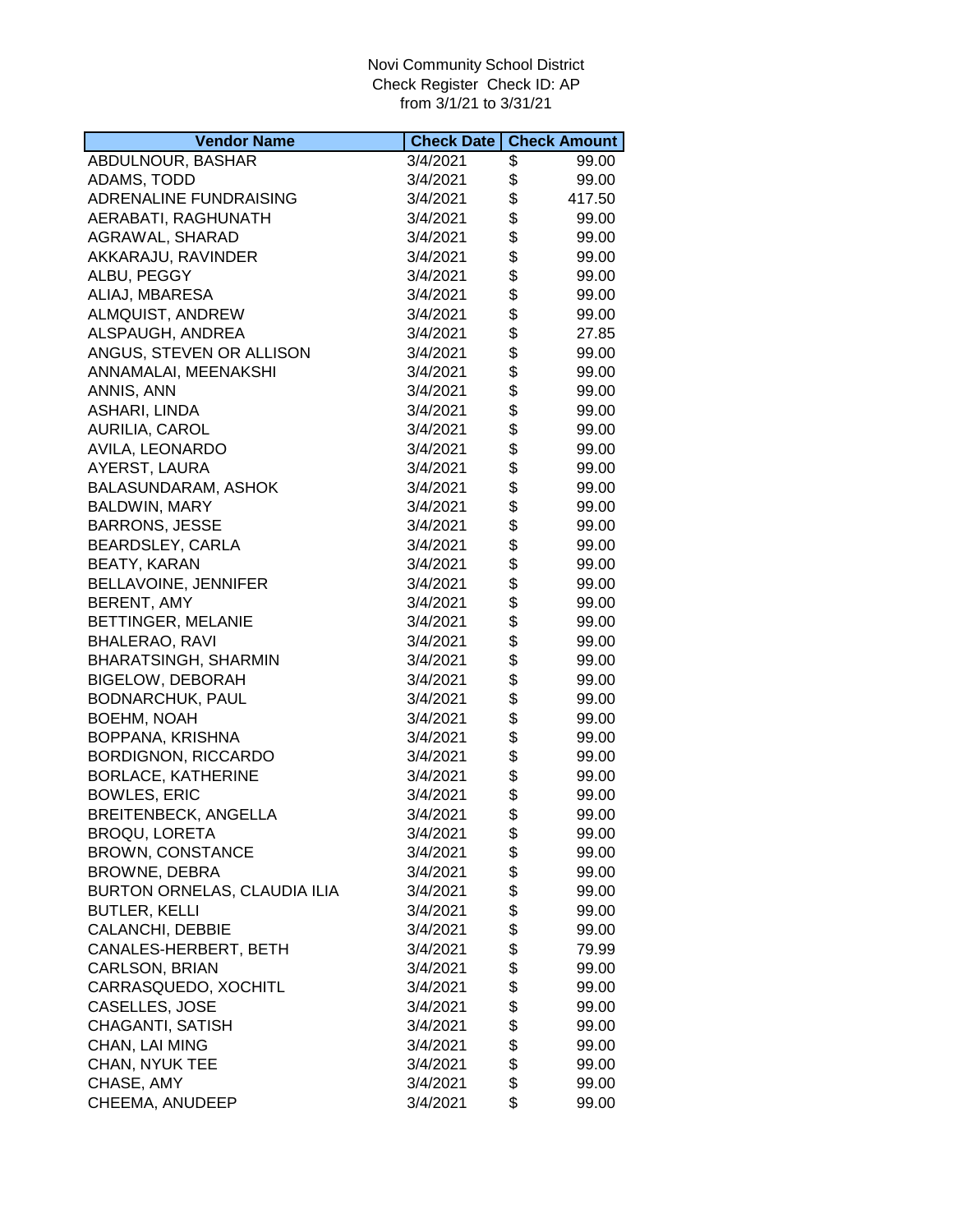Novi Community School District
Check Register Check ID: AP
from 3/1/21 to 3/31/21

| Vendor Name | Check Date | Check Amount |
|---|---|---|
| ABDULNOUR, BASHAR | 3/4/2021 | $ 99.00 |
| ADAMS, TODD | 3/4/2021 | $ 99.00 |
| ADRENALINE FUNDRAISING | 3/4/2021 | $ 417.50 |
| AERABATI, RAGHUNATH | 3/4/2021 | $ 99.00 |
| AGRAWAL, SHARAD | 3/4/2021 | $ 99.00 |
| AKKARAJU, RAVINDER | 3/4/2021 | $ 99.00 |
| ALBU, PEGGY | 3/4/2021 | $ 99.00 |
| ALIAJ, MBARESA | 3/4/2021 | $ 99.00 |
| ALMQUIST, ANDREW | 3/4/2021 | $ 99.00 |
| ALSPAUGH, ANDREA | 3/4/2021 | $ 27.85 |
| ANGUS, STEVEN OR ALLISON | 3/4/2021 | $ 99.00 |
| ANNAMALAI, MEENAKSHI | 3/4/2021 | $ 99.00 |
| ANNIS, ANN | 3/4/2021 | $ 99.00 |
| ASHARI, LINDA | 3/4/2021 | $ 99.00 |
| AURILIA, CAROL | 3/4/2021 | $ 99.00 |
| AVILA, LEONARDO | 3/4/2021 | $ 99.00 |
| AYERST, LAURA | 3/4/2021 | $ 99.00 |
| BALASUNDARAM, ASHOK | 3/4/2021 | $ 99.00 |
| BALDWIN, MARY | 3/4/2021 | $ 99.00 |
| BARRONS, JESSE | 3/4/2021 | $ 99.00 |
| BEARDSLEY, CARLA | 3/4/2021 | $ 99.00 |
| BEATY, KARAN | 3/4/2021 | $ 99.00 |
| BELLAVOINE, JENNIFER | 3/4/2021 | $ 99.00 |
| BERENT, AMY | 3/4/2021 | $ 99.00 |
| BETTINGER, MELANIE | 3/4/2021 | $ 99.00 |
| BHALERAO, RAVI | 3/4/2021 | $ 99.00 |
| BHARATSINGH, SHARMIN | 3/4/2021 | $ 99.00 |
| BIGELOW, DEBORAH | 3/4/2021 | $ 99.00 |
| BODNARCHUK, PAUL | 3/4/2021 | $ 99.00 |
| BOEHM, NOAH | 3/4/2021 | $ 99.00 |
| BOPPANA, KRISHNA | 3/4/2021 | $ 99.00 |
| BORDIGNON, RICCARDO | 3/4/2021 | $ 99.00 |
| BORLACE, KATHERINE | 3/4/2021 | $ 99.00 |
| BOWLES, ERIC | 3/4/2021 | $ 99.00 |
| BREITENBECK, ANGELLA | 3/4/2021 | $ 99.00 |
| BROQU, LORETA | 3/4/2021 | $ 99.00 |
| BROWN, CONSTANCE | 3/4/2021 | $ 99.00 |
| BROWNE, DEBRA | 3/4/2021 | $ 99.00 |
| BURTON ORNELAS, CLAUDIA ILIA | 3/4/2021 | $ 99.00 |
| BUTLER, KELLI | 3/4/2021 | $ 99.00 |
| CALANCHI, DEBBIE | 3/4/2021 | $ 99.00 |
| CANALES-HERBERT, BETH | 3/4/2021 | $ 79.99 |
| CARLSON, BRIAN | 3/4/2021 | $ 99.00 |
| CARRASQUEDO, XOCHITL | 3/4/2021 | $ 99.00 |
| CASELLES, JOSE | 3/4/2021 | $ 99.00 |
| CHAGANTI, SATISH | 3/4/2021 | $ 99.00 |
| CHAN, LAI MING | 3/4/2021 | $ 99.00 |
| CHAN, NYUK TEE | 3/4/2021 | $ 99.00 |
| CHASE, AMY | 3/4/2021 | $ 99.00 |
| CHEEMA, ANUDEEP | 3/4/2021 | $ 99.00 |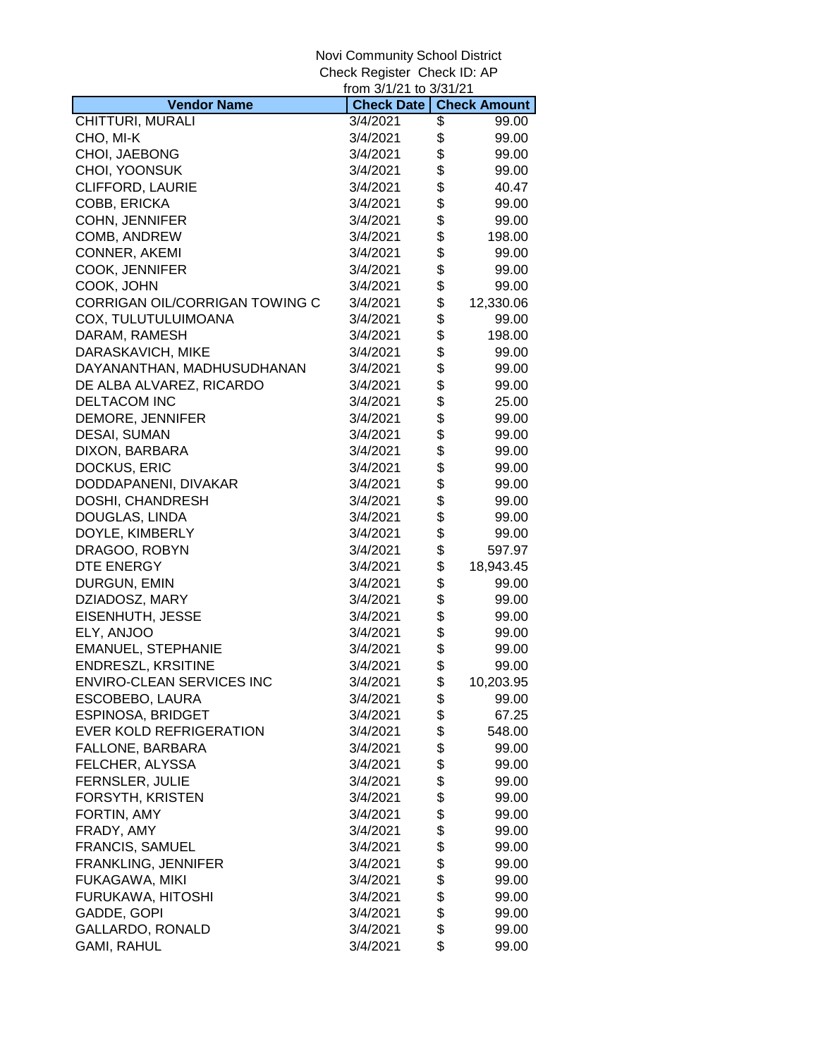Novi Community School District
Check Register Check ID: AP
from 3/1/21 to 3/31/21

| Vendor Name | Check Date | Check Amount |
|---|---|---|
| CHITTURI, MURALI | 3/4/2021 | $ 99.00 |
| CHO, MI-K | 3/4/2021 | $ 99.00 |
| CHOI, JAEBONG | 3/4/2021 | $ 99.00 |
| CHOI, YOONSUK | 3/4/2021 | $ 99.00 |
| CLIFFORD, LAURIE | 3/4/2021 | $ 40.47 |
| COBB, ERICKA | 3/4/2021 | $ 99.00 |
| COHN, JENNIFER | 3/4/2021 | $ 99.00 |
| COMB, ANDREW | 3/4/2021 | $ 198.00 |
| CONNER, AKEMI | 3/4/2021 | $ 99.00 |
| COOK, JENNIFER | 3/4/2021 | $ 99.00 |
| COOK, JOHN | 3/4/2021 | $ 99.00 |
| CORRIGAN OIL/CORRIGAN TOWING C | 3/4/2021 | $ 12,330.06 |
| COX, TULUTULUIMOANA | 3/4/2021 | $ 99.00 |
| DARAM, RAMESH | 3/4/2021 | $ 198.00 |
| DARASKAVICH, MIKE | 3/4/2021 | $ 99.00 |
| DAYANANTHAN, MADHUSUDHANAN | 3/4/2021 | $ 99.00 |
| DE ALBA ALVAREZ, RICARDO | 3/4/2021 | $ 99.00 |
| DELTACOM INC | 3/4/2021 | $ 25.00 |
| DEMORE, JENNIFER | 3/4/2021 | $ 99.00 |
| DESAI, SUMAN | 3/4/2021 | $ 99.00 |
| DIXON, BARBARA | 3/4/2021 | $ 99.00 |
| DOCKUS, ERIC | 3/4/2021 | $ 99.00 |
| DODDAPANENI, DIVAKAR | 3/4/2021 | $ 99.00 |
| DOSHI, CHANDRESH | 3/4/2021 | $ 99.00 |
| DOUGLAS, LINDA | 3/4/2021 | $ 99.00 |
| DOYLE, KIMBERLY | 3/4/2021 | $ 99.00 |
| DRAGOO, ROBYN | 3/4/2021 | $ 597.97 |
| DTE ENERGY | 3/4/2021 | $ 18,943.45 |
| DURGUN, EMIN | 3/4/2021 | $ 99.00 |
| DZIADOSZ, MARY | 3/4/2021 | $ 99.00 |
| EISENHUTH, JESSE | 3/4/2021 | $ 99.00 |
| ELY, ANJOO | 3/4/2021 | $ 99.00 |
| EMANUEL, STEPHANIE | 3/4/2021 | $ 99.00 |
| ENDRESZL, KRSITINE | 3/4/2021 | $ 99.00 |
| ENVIRO-CLEAN SERVICES INC | 3/4/2021 | $ 10,203.95 |
| ESCOBEBO, LAURA | 3/4/2021 | $ 99.00 |
| ESPINOSA, BRIDGET | 3/4/2021 | $ 67.25 |
| EVER KOLD REFRIGERATION | 3/4/2021 | $ 548.00 |
| FALLONE, BARBARA | 3/4/2021 | $ 99.00 |
| FELCHER, ALYSSA | 3/4/2021 | $ 99.00 |
| FERNSLER, JULIE | 3/4/2021 | $ 99.00 |
| FORSYTH, KRISTEN | 3/4/2021 | $ 99.00 |
| FORTIN, AMY | 3/4/2021 | $ 99.00 |
| FRADY, AMY | 3/4/2021 | $ 99.00 |
| FRANCIS, SAMUEL | 3/4/2021 | $ 99.00 |
| FRANKLING, JENNIFER | 3/4/2021 | $ 99.00 |
| FUKAGAWA, MIKI | 3/4/2021 | $ 99.00 |
| FURUKAWA, HITOSHI | 3/4/2021 | $ 99.00 |
| GADDE, GOPI | 3/4/2021 | $ 99.00 |
| GALLARDO, RONALD | 3/4/2021 | $ 99.00 |
| GAMI, RAHUL | 3/4/2021 | $ 99.00 |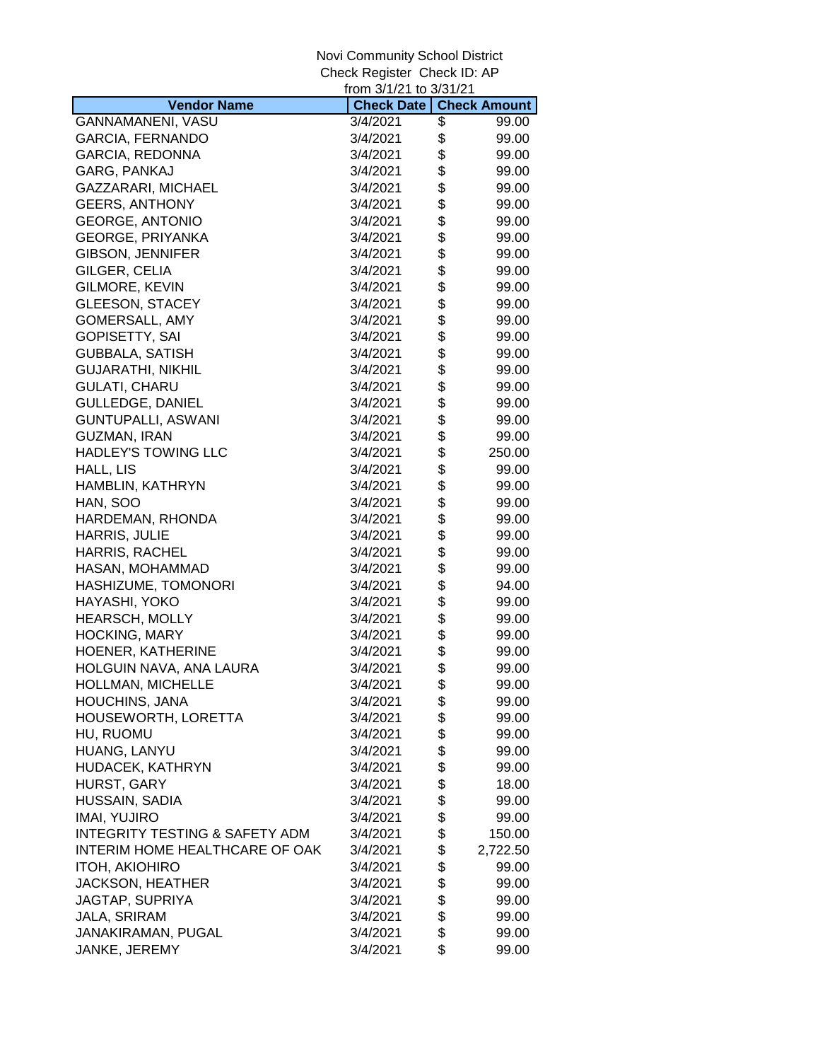Novi Community School District
Check Register Check ID: AP
from 3/1/21 to 3/31/21

| Vendor Name | Check Date | Check Amount |
|---|---|---|
| GANNAMANENI, VASU | 3/4/2021 | $ 99.00 |
| GARCIA, FERNANDO | 3/4/2021 | $ 99.00 |
| GARCIA, REDONNA | 3/4/2021 | $ 99.00 |
| GARG, PANKAJ | 3/4/2021 | $ 99.00 |
| GAZZARARI, MICHAEL | 3/4/2021 | $ 99.00 |
| GEERS, ANTHONY | 3/4/2021 | $ 99.00 |
| GEORGE, ANTONIO | 3/4/2021 | $ 99.00 |
| GEORGE, PRIYANKA | 3/4/2021 | $ 99.00 |
| GIBSON, JENNIFER | 3/4/2021 | $ 99.00 |
| GILGER, CELIA | 3/4/2021 | $ 99.00 |
| GILMORE, KEVIN | 3/4/2021 | $ 99.00 |
| GLEESON, STACEY | 3/4/2021 | $ 99.00 |
| GOMERSALL, AMY | 3/4/2021 | $ 99.00 |
| GOPISETTY, SAI | 3/4/2021 | $ 99.00 |
| GUBBALA, SATISH | 3/4/2021 | $ 99.00 |
| GUJARATHI, NIKHIL | 3/4/2021 | $ 99.00 |
| GULATI, CHARU | 3/4/2021 | $ 99.00 |
| GULLEDGE, DANIEL | 3/4/2021 | $ 99.00 |
| GUNTUPALLI, ASWANI | 3/4/2021 | $ 99.00 |
| GUZMAN, IRAN | 3/4/2021 | $ 99.00 |
| HADLEY'S TOWING LLC | 3/4/2021 | $ 250.00 |
| HALL, LIS | 3/4/2021 | $ 99.00 |
| HAMBLIN, KATHRYN | 3/4/2021 | $ 99.00 |
| HAN, SOO | 3/4/2021 | $ 99.00 |
| HARDEMAN, RHONDA | 3/4/2021 | $ 99.00 |
| HARRIS, JULIE | 3/4/2021 | $ 99.00 |
| HARRIS, RACHEL | 3/4/2021 | $ 99.00 |
| HASAN, MOHAMMAD | 3/4/2021 | $ 99.00 |
| HASHIZUME, TOMONORI | 3/4/2021 | $ 94.00 |
| HAYASHI, YOKO | 3/4/2021 | $ 99.00 |
| HEARSCH, MOLLY | 3/4/2021 | $ 99.00 |
| HOCKING, MARY | 3/4/2021 | $ 99.00 |
| HOENER, KATHERINE | 3/4/2021 | $ 99.00 |
| HOLGUIN NAVA, ANA LAURA | 3/4/2021 | $ 99.00 |
| HOLLMAN, MICHELLE | 3/4/2021 | $ 99.00 |
| HOUCHINS, JANA | 3/4/2021 | $ 99.00 |
| HOUSEWORTH, LORETTA | 3/4/2021 | $ 99.00 |
| HU, RUOMU | 3/4/2021 | $ 99.00 |
| HUANG, LANYU | 3/4/2021 | $ 99.00 |
| HUDACEK, KATHRYN | 3/4/2021 | $ 99.00 |
| HURST, GARY | 3/4/2021 | $ 18.00 |
| HUSSAIN, SADIA | 3/4/2021 | $ 99.00 |
| IMAI, YUJIRO | 3/4/2021 | $ 99.00 |
| INTEGRITY TESTING & SAFETY ADM | 3/4/2021 | $ 150.00 |
| INTERIM HOME HEALTHCARE OF OAK | 3/4/2021 | $ 2,722.50 |
| ITOH, AKIOHIRO | 3/4/2021 | $ 99.00 |
| JACKSON, HEATHER | 3/4/2021 | $ 99.00 |
| JAGTAP, SUPRIYA | 3/4/2021 | $ 99.00 |
| JALA, SRIRAM | 3/4/2021 | $ 99.00 |
| JANAKIRAMAN, PUGAL | 3/4/2021 | $ 99.00 |
| JANKE, JEREMY | 3/4/2021 | $ 99.00 |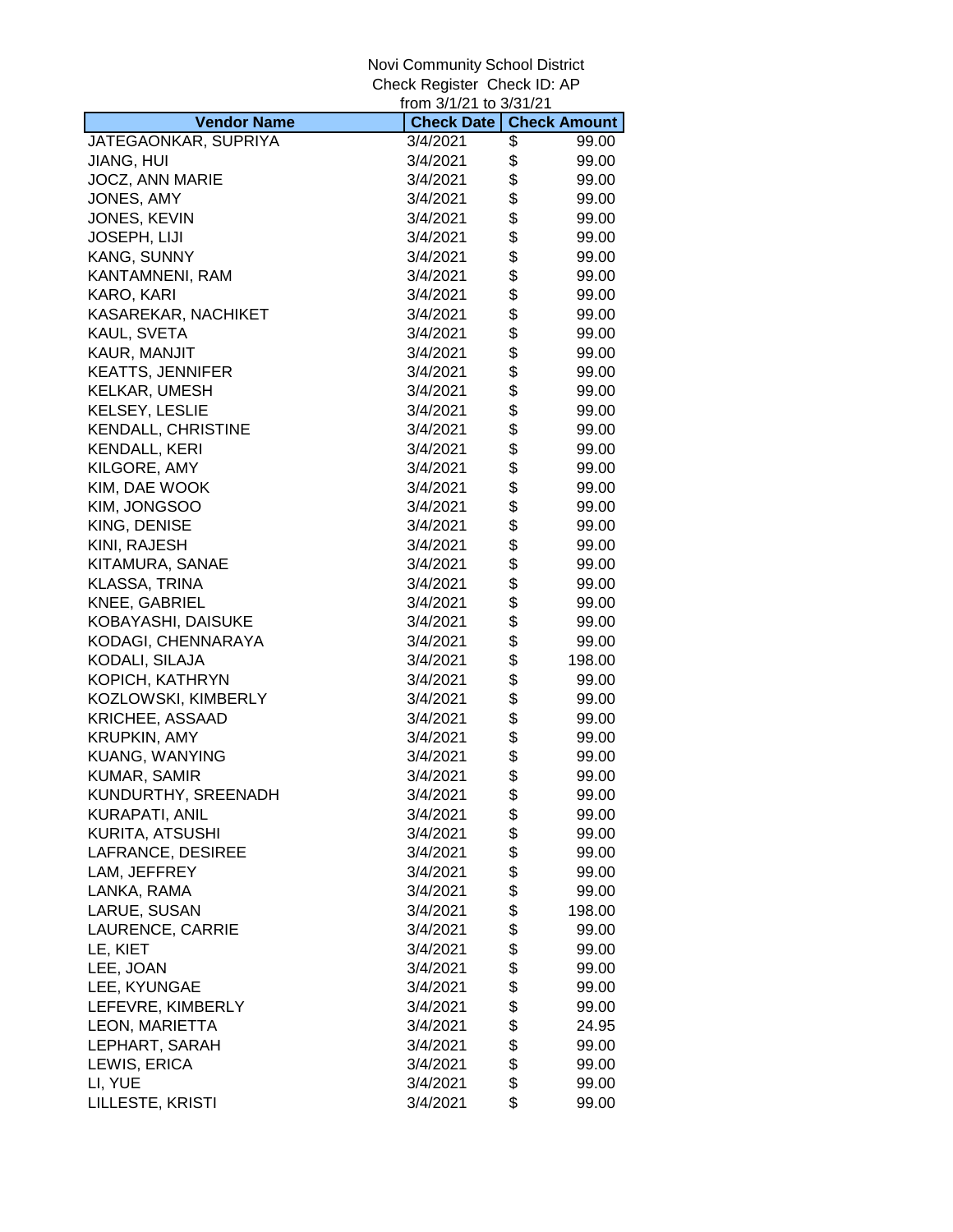Novi Community School District
Check Register Check ID: AP
from 3/1/21 to 3/31/21

| Vendor Name | Check Date | Check Amount |
| --- | --- | --- |
| JATEGAONKAR, SUPRIYA | 3/4/2021 | $ 99.00 |
| JIANG, HUI | 3/4/2021 | $ 99.00 |
| JOCZ, ANN MARIE | 3/4/2021 | $ 99.00 |
| JONES, AMY | 3/4/2021 | $ 99.00 |
| JONES, KEVIN | 3/4/2021 | $ 99.00 |
| JOSEPH, LIJI | 3/4/2021 | $ 99.00 |
| KANG, SUNNY | 3/4/2021 | $ 99.00 |
| KANTAMNENI, RAM | 3/4/2021 | $ 99.00 |
| KARO, KARI | 3/4/2021 | $ 99.00 |
| KASAREKAR, NACHIKET | 3/4/2021 | $ 99.00 |
| KAUL, SVETA | 3/4/2021 | $ 99.00 |
| KAUR, MANJIT | 3/4/2021 | $ 99.00 |
| KEATTS, JENNIFER | 3/4/2021 | $ 99.00 |
| KELKAR, UMESH | 3/4/2021 | $ 99.00 |
| KELSEY, LESLIE | 3/4/2021 | $ 99.00 |
| KENDALL, CHRISTINE | 3/4/2021 | $ 99.00 |
| KENDALL, KERI | 3/4/2021 | $ 99.00 |
| KILGORE, AMY | 3/4/2021 | $ 99.00 |
| KIM, DAE WOOK | 3/4/2021 | $ 99.00 |
| KIM, JONGSOO | 3/4/2021 | $ 99.00 |
| KING, DENISE | 3/4/2021 | $ 99.00 |
| KINI, RAJESH | 3/4/2021 | $ 99.00 |
| KITAMURA, SANAE | 3/4/2021 | $ 99.00 |
| KLASSA, TRINA | 3/4/2021 | $ 99.00 |
| KNEE, GABRIEL | 3/4/2021 | $ 99.00 |
| KOBAYASHI, DAISUKE | 3/4/2021 | $ 99.00 |
| KODAGI, CHENNARAYA | 3/4/2021 | $ 99.00 |
| KODALI, SILAJA | 3/4/2021 | $ 198.00 |
| KOPICH, KATHRYN | 3/4/2021 | $ 99.00 |
| KOZLOWSKI, KIMBERLY | 3/4/2021 | $ 99.00 |
| KRICHEE, ASSAAD | 3/4/2021 | $ 99.00 |
| KRUPKIN, AMY | 3/4/2021 | $ 99.00 |
| KUANG, WANYING | 3/4/2021 | $ 99.00 |
| KUMAR, SAMIR | 3/4/2021 | $ 99.00 |
| KUNDURTHY, SREENADH | 3/4/2021 | $ 99.00 |
| KURAPATI, ANIL | 3/4/2021 | $ 99.00 |
| KURITA, ATSUSHI | 3/4/2021 | $ 99.00 |
| LAFRANCE, DESIREE | 3/4/2021 | $ 99.00 |
| LAM, JEFFREY | 3/4/2021 | $ 99.00 |
| LANKA, RAMA | 3/4/2021 | $ 99.00 |
| LARUE, SUSAN | 3/4/2021 | $ 198.00 |
| LAURENCE, CARRIE | 3/4/2021 | $ 99.00 |
| LE, KIET | 3/4/2021 | $ 99.00 |
| LEE, JOAN | 3/4/2021 | $ 99.00 |
| LEE, KYUNGAE | 3/4/2021 | $ 99.00 |
| LEFEVRE, KIMBERLY | 3/4/2021 | $ 99.00 |
| LEON, MARIETTA | 3/4/2021 | $ 24.95 |
| LEPHART, SARAH | 3/4/2021 | $ 99.00 |
| LEWIS, ERICA | 3/4/2021 | $ 99.00 |
| LI, YUE | 3/4/2021 | $ 99.00 |
| LILLESTE, KRISTI | 3/4/2021 | $ 99.00 |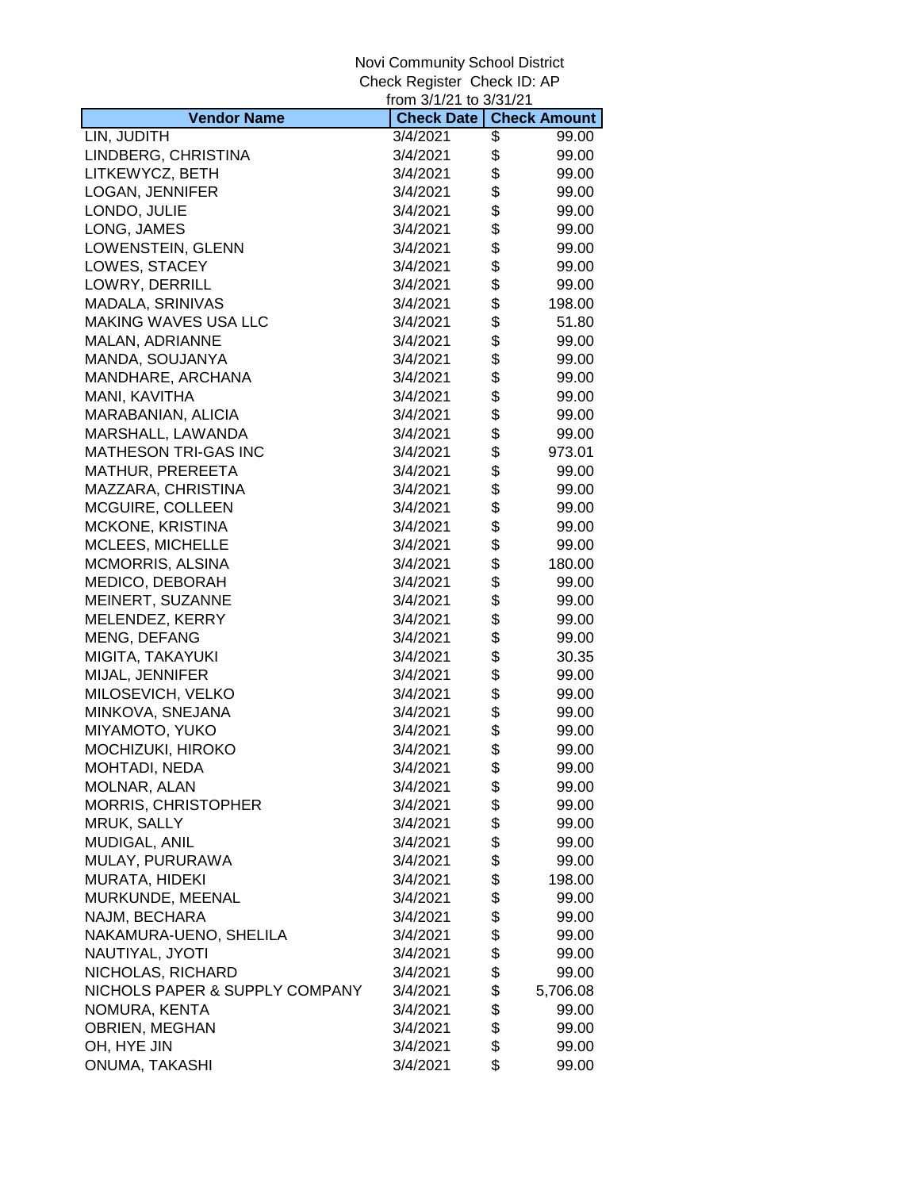Novi Community School District
Check Register Check ID: AP
from 3/1/21 to 3/31/21

| Vendor Name | Check Date | Check Amount |
|---|---|---|
| LIN, JUDITH | 3/4/2021 | $ 99.00 |
| LINDBERG, CHRISTINA | 3/4/2021 | $ 99.00 |
| LITKEWYCZ, BETH | 3/4/2021 | $ 99.00 |
| LOGAN, JENNIFER | 3/4/2021 | $ 99.00 |
| LONDO, JULIE | 3/4/2021 | $ 99.00 |
| LONG, JAMES | 3/4/2021 | $ 99.00 |
| LOWENSTEIN, GLENN | 3/4/2021 | $ 99.00 |
| LOWES, STACEY | 3/4/2021 | $ 99.00 |
| LOWRY, DERRILL | 3/4/2021 | $ 99.00 |
| MADALA, SRINIVAS | 3/4/2021 | $ 198.00 |
| MAKING WAVES USA LLC | 3/4/2021 | $ 51.80 |
| MALAN, ADRIANNE | 3/4/2021 | $ 99.00 |
| MANDA, SOUJANYA | 3/4/2021 | $ 99.00 |
| MANDHARE, ARCHANA | 3/4/2021 | $ 99.00 |
| MANI, KAVITHA | 3/4/2021 | $ 99.00 |
| MARABANIAN, ALICIA | 3/4/2021 | $ 99.00 |
| MARSHALL, LAWANDA | 3/4/2021 | $ 99.00 |
| MATHESON TRI-GAS INC | 3/4/2021 | $ 973.01 |
| MATHUR, PREREETA | 3/4/2021 | $ 99.00 |
| MAZZARA, CHRISTINA | 3/4/2021 | $ 99.00 |
| MCGUIRE, COLLEEN | 3/4/2021 | $ 99.00 |
| MCKONE, KRISTINA | 3/4/2021 | $ 99.00 |
| MCLEES, MICHELLE | 3/4/2021 | $ 99.00 |
| MCMORRIS, ALSINA | 3/4/2021 | $ 180.00 |
| MEDICO, DEBORAH | 3/4/2021 | $ 99.00 |
| MEINERT, SUZANNE | 3/4/2021 | $ 99.00 |
| MELENDEZ, KERRY | 3/4/2021 | $ 99.00 |
| MENG, DEFANG | 3/4/2021 | $ 99.00 |
| MIGITA, TAKAYUKI | 3/4/2021 | $ 30.35 |
| MIJAL, JENNIFER | 3/4/2021 | $ 99.00 |
| MILOSEVICH, VELKO | 3/4/2021 | $ 99.00 |
| MINKOVA, SNEJANA | 3/4/2021 | $ 99.00 |
| MIYAMOTO, YUKO | 3/4/2021 | $ 99.00 |
| MOCHIZUKI, HIROKO | 3/4/2021 | $ 99.00 |
| MOHTADI, NEDA | 3/4/2021 | $ 99.00 |
| MOLNAR, ALAN | 3/4/2021 | $ 99.00 |
| MORRIS, CHRISTOPHER | 3/4/2021 | $ 99.00 |
| MRUK, SALLY | 3/4/2021 | $ 99.00 |
| MUDIGAL, ANIL | 3/4/2021 | $ 99.00 |
| MULAY, PURURAWA | 3/4/2021 | $ 99.00 |
| MURATA, HIDEKI | 3/4/2021 | $ 198.00 |
| MURKUNDE, MEENAL | 3/4/2021 | $ 99.00 |
| NAJM, BECHARA | 3/4/2021 | $ 99.00 |
| NAKAMURA-UENO, SHELILA | 3/4/2021 | $ 99.00 |
| NAUTIYAL, JYOTI | 3/4/2021 | $ 99.00 |
| NICHOLAS, RICHARD | 3/4/2021 | $ 99.00 |
| NICHOLS PAPER & SUPPLY COMPANY | 3/4/2021 | $ 5,706.08 |
| NOMURA, KENTA | 3/4/2021 | $ 99.00 |
| OBRIEN, MEGHAN | 3/4/2021 | $ 99.00 |
| OH, HYE JIN | 3/4/2021 | $ 99.00 |
| ONUMA, TAKASHI | 3/4/2021 | $ 99.00 |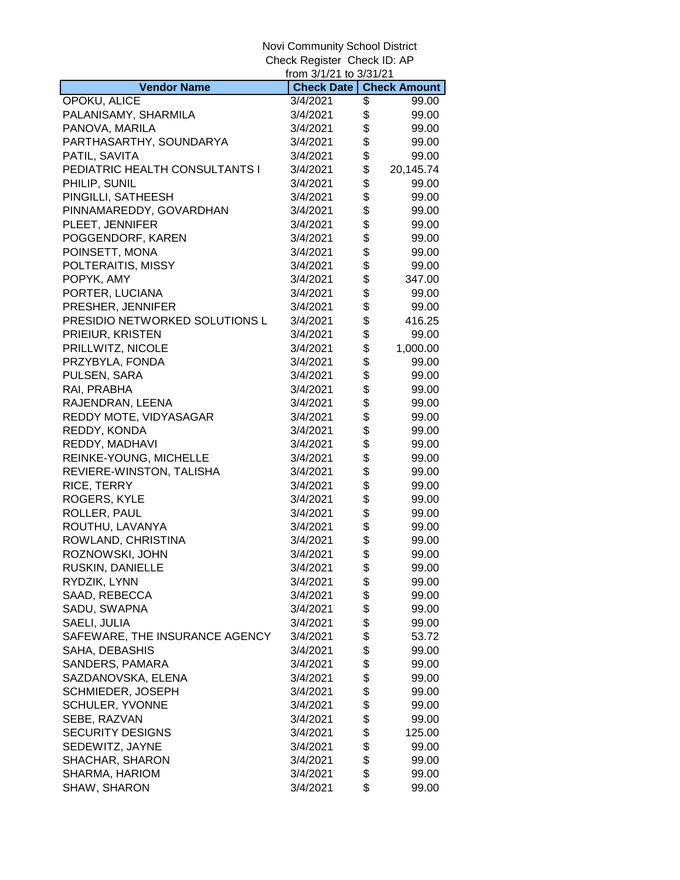Novi Community School District
Check Register Check ID: AP
from 3/1/21 to 3/31/21

| Vendor Name | Check Date | Check Amount |
|---|---|---|
| OPOKU, ALICE | 3/4/2021 | $ 99.00 |
| PALANISAMY, SHARMILA | 3/4/2021 | $ 99.00 |
| PANOVA, MARILA | 3/4/2021 | $ 99.00 |
| PARTHASARTHY, SOUNDARYA | 3/4/2021 | $ 99.00 |
| PATIL, SAVITA | 3/4/2021 | $ 99.00 |
| PEDIATRIC HEALTH CONSULTANTS I | 3/4/2021 | $ 20,145.74 |
| PHILIP, SUNIL | 3/4/2021 | $ 99.00 |
| PINGILLI, SATHEESH | 3/4/2021 | $ 99.00 |
| PINNAMAREDDY, GOVARDHAN | 3/4/2021 | $ 99.00 |
| PLEET, JENNIFER | 3/4/2021 | $ 99.00 |
| POGGENDORF, KAREN | 3/4/2021 | $ 99.00 |
| POINSETT, MONA | 3/4/2021 | $ 99.00 |
| POLTERAITIS, MISSY | 3/4/2021 | $ 99.00 |
| POPYK, AMY | 3/4/2021 | $ 347.00 |
| PORTER, LUCIANA | 3/4/2021 | $ 99.00 |
| PRESHER, JENNIFER | 3/4/2021 | $ 99.00 |
| PRESIDIO NETWORKED SOLUTIONS L | 3/4/2021 | $ 416.25 |
| PRIEIUR, KRISTEN | 3/4/2021 | $ 99.00 |
| PRILLWITZ, NICOLE | 3/4/2021 | $ 1,000.00 |
| PRZYBYLA, FONDA | 3/4/2021 | $ 99.00 |
| PULSEN, SARA | 3/4/2021 | $ 99.00 |
| RAI, PRABHA | 3/4/2021 | $ 99.00 |
| RAJENDRAN, LEENA | 3/4/2021 | $ 99.00 |
| REDDY MOTE, VIDYASAGAR | 3/4/2021 | $ 99.00 |
| REDDY, KONDA | 3/4/2021 | $ 99.00 |
| REDDY, MADHAVI | 3/4/2021 | $ 99.00 |
| REINKE-YOUNG, MICHELLE | 3/4/2021 | $ 99.00 |
| REVIERE-WINSTON, TALISHA | 3/4/2021 | $ 99.00 |
| RICE, TERRY | 3/4/2021 | $ 99.00 |
| ROGERS, KYLE | 3/4/2021 | $ 99.00 |
| ROLLER, PAUL | 3/4/2021 | $ 99.00 |
| ROUTHU, LAVANYA | 3/4/2021 | $ 99.00 |
| ROWLAND, CHRISTINA | 3/4/2021 | $ 99.00 |
| ROZNOWSKI, JOHN | 3/4/2021 | $ 99.00 |
| RUSKIN, DANIELLE | 3/4/2021 | $ 99.00 |
| RYDZIK, LYNN | 3/4/2021 | $ 99.00 |
| SAAD, REBECCA | 3/4/2021 | $ 99.00 |
| SADU, SWAPNA | 3/4/2021 | $ 99.00 |
| SAELI, JULIA | 3/4/2021 | $ 99.00 |
| SAFEWARE, THE INSURANCE AGENCY | 3/4/2021 | $ 53.72 |
| SAHA, DEBASHIS | 3/4/2021 | $ 99.00 |
| SANDERS, PAMARA | 3/4/2021 | $ 99.00 |
| SAZDANOVSKA, ELENA | 3/4/2021 | $ 99.00 |
| SCHMIEDER, JOSEPH | 3/4/2021 | $ 99.00 |
| SCHULER, YVONNE | 3/4/2021 | $ 99.00 |
| SEBE, RAZVAN | 3/4/2021 | $ 99.00 |
| SECURITY DESIGNS | 3/4/2021 | $ 125.00 |
| SEDEWITZ, JAYNE | 3/4/2021 | $ 99.00 |
| SHACHAR, SHARON | 3/4/2021 | $ 99.00 |
| SHARMA, HARIOM | 3/4/2021 | $ 99.00 |
| SHAW, SHARON | 3/4/2021 | $ 99.00 |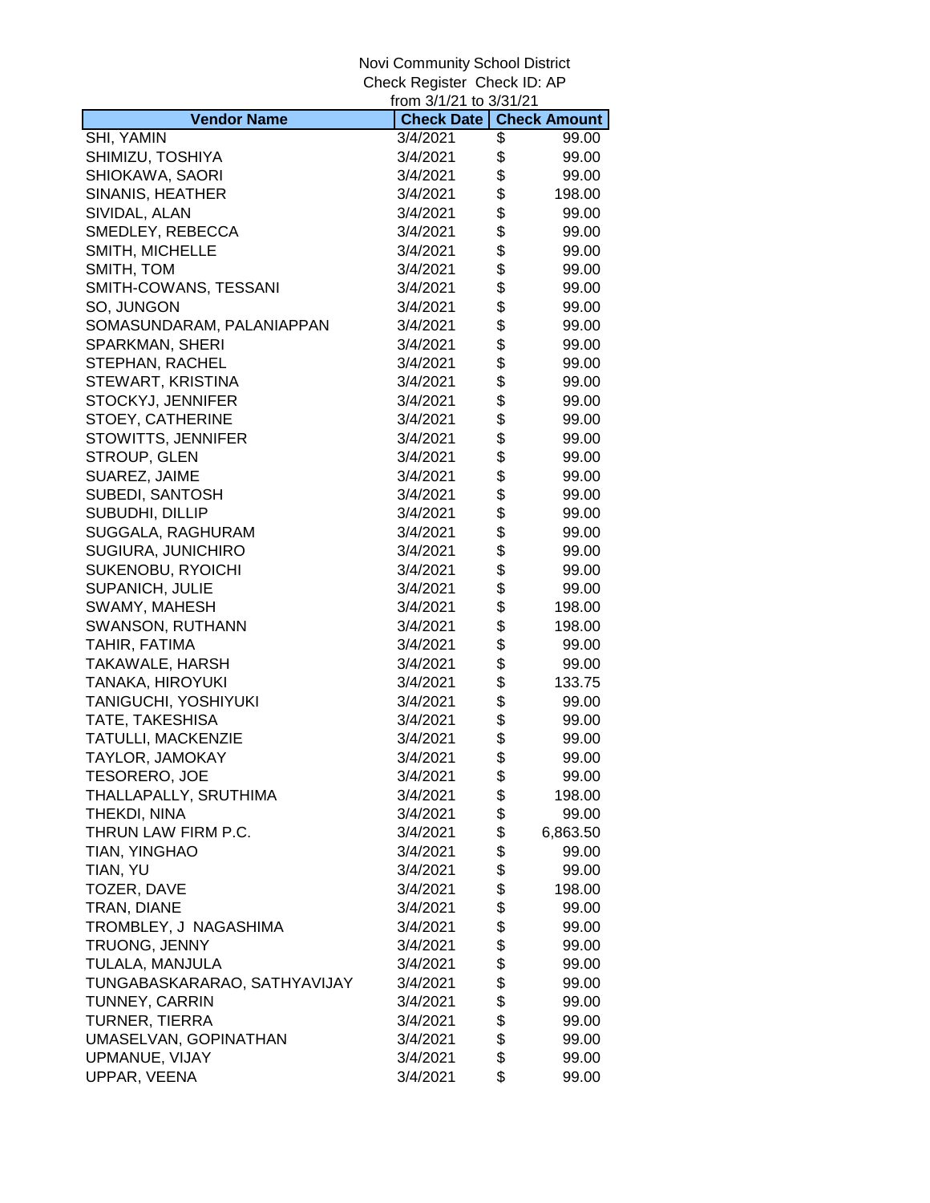Novi Community School District
Check Register Check ID: AP
from 3/1/21 to 3/31/21

| Vendor Name | Check Date | Check Amount |
|---|---|---|
| SHI, YAMIN | 3/4/2021 | $ 99.00 |
| SHIMIZU, TOSHIYA | 3/4/2021 | $ 99.00 |
| SHIOKAWA, SAORI | 3/4/2021 | $ 99.00 |
| SINANIS, HEATHER | 3/4/2021 | $ 198.00 |
| SIVIDAL, ALAN | 3/4/2021 | $ 99.00 |
| SMEDLEY, REBECCA | 3/4/2021 | $ 99.00 |
| SMITH, MICHELLE | 3/4/2021 | $ 99.00 |
| SMITH, TOM | 3/4/2021 | $ 99.00 |
| SMITH-COWANS, TESSANI | 3/4/2021 | $ 99.00 |
| SO, JUNGON | 3/4/2021 | $ 99.00 |
| SOMASUNDARAM, PALANIAPPAN | 3/4/2021 | $ 99.00 |
| SPARKMAN, SHERI | 3/4/2021 | $ 99.00 |
| STEPHAN, RACHEL | 3/4/2021 | $ 99.00 |
| STEWART, KRISTINA | 3/4/2021 | $ 99.00 |
| STOCKYJ, JENNIFER | 3/4/2021 | $ 99.00 |
| STOEY, CATHERINE | 3/4/2021 | $ 99.00 |
| STOWITTS, JENNIFER | 3/4/2021 | $ 99.00 |
| STROUP, GLEN | 3/4/2021 | $ 99.00 |
| SUAREZ, JAIME | 3/4/2021 | $ 99.00 |
| SUBEDI, SANTOSH | 3/4/2021 | $ 99.00 |
| SUBUDHI, DILLIP | 3/4/2021 | $ 99.00 |
| SUGGALA, RAGHURAM | 3/4/2021 | $ 99.00 |
| SUGIURA, JUNICHIRO | 3/4/2021 | $ 99.00 |
| SUKENOBU, RYOICHI | 3/4/2021 | $ 99.00 |
| SUPANICH, JULIE | 3/4/2021 | $ 99.00 |
| SWAMY, MAHESH | 3/4/2021 | $ 198.00 |
| SWANSON, RUTHANN | 3/4/2021 | $ 198.00 |
| TAHIR, FATIMA | 3/4/2021 | $ 99.00 |
| TAKAWALE, HARSH | 3/4/2021 | $ 99.00 |
| TANAKA, HIROYUKI | 3/4/2021 | $ 133.75 |
| TANIGUCHI, YOSHIYUKI | 3/4/2021 | $ 99.00 |
| TATE, TAKESHISA | 3/4/2021 | $ 99.00 |
| TATULLI, MACKENZIE | 3/4/2021 | $ 99.00 |
| TAYLOR, JAMOKAY | 3/4/2021 | $ 99.00 |
| TESORERO, JOE | 3/4/2021 | $ 99.00 |
| THALLAPALLY, SRUTHIMA | 3/4/2021 | $ 198.00 |
| THEKDI, NINA | 3/4/2021 | $ 99.00 |
| THRUN LAW FIRM P.C. | 3/4/2021 | $ 6,863.50 |
| TIAN, YINGHAO | 3/4/2021 | $ 99.00 |
| TIAN, YU | 3/4/2021 | $ 99.00 |
| TOZER, DAVE | 3/4/2021 | $ 198.00 |
| TRAN, DIANE | 3/4/2021 | $ 99.00 |
| TROMBLEY, J NAGASHIMA | 3/4/2021 | $ 99.00 |
| TRUONG, JENNY | 3/4/2021 | $ 99.00 |
| TULALA, MANJULA | 3/4/2021 | $ 99.00 |
| TUNGABASKARARAO, SATHYAVIJAY | 3/4/2021 | $ 99.00 |
| TUNNEY, CARRIN | 3/4/2021 | $ 99.00 |
| TURNER, TIERRA | 3/4/2021 | $ 99.00 |
| UMASELVAN, GOPINATHAN | 3/4/2021 | $ 99.00 |
| UPMANUE, VIJAY | 3/4/2021 | $ 99.00 |
| UPPAR, VEENA | 3/4/2021 | $ 99.00 |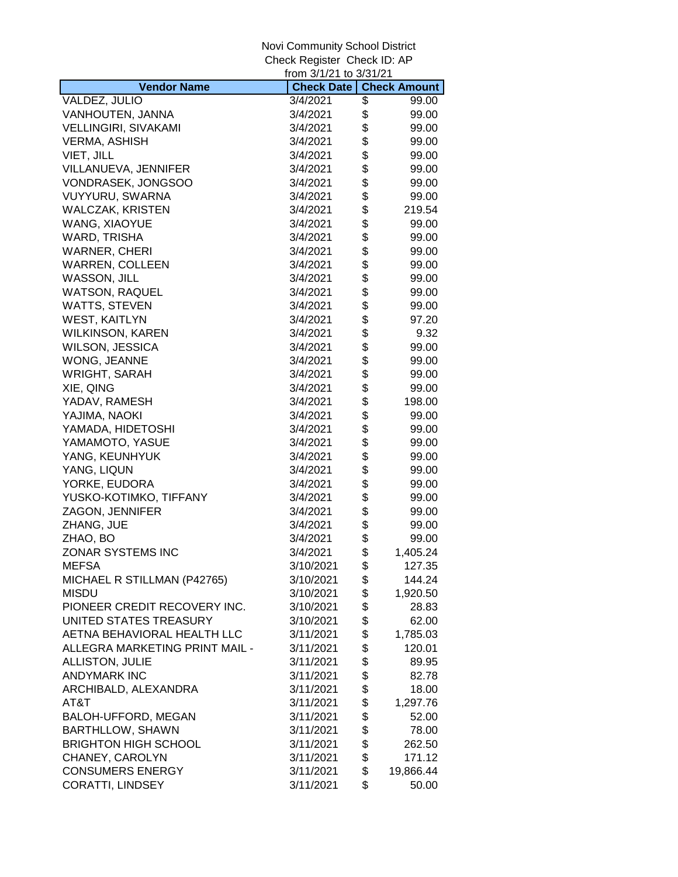Novi Community School District
Check Register  Check ID: AP
from 3/1/21 to 3/31/21

| Vendor Name | Check Date | Check Amount |
|---|---|---|
| VALDEZ, JULIO | 3/4/2021 | $ 99.00 |
| VANHOUTEN, JANNA | 3/4/2021 | $ 99.00 |
| VELLINGIRI, SIVAKAMI | 3/4/2021 | $ 99.00 |
| VERMA, ASHISH | 3/4/2021 | $ 99.00 |
| VIET, JILL | 3/4/2021 | $ 99.00 |
| VILLANUEVA, JENNIFER | 3/4/2021 | $ 99.00 |
| VONDRASEK, JONGSOO | 3/4/2021 | $ 99.00 |
| VUYYURU, SWARNA | 3/4/2021 | $ 99.00 |
| WALCZAK, KRISTEN | 3/4/2021 | $ 219.54 |
| WANG, XIAOYUE | 3/4/2021 | $ 99.00 |
| WARD, TRISHA | 3/4/2021 | $ 99.00 |
| WARNER, CHERI | 3/4/2021 | $ 99.00 |
| WARREN, COLLEEN | 3/4/2021 | $ 99.00 |
| WASSON, JILL | 3/4/2021 | $ 99.00 |
| WATSON, RAQUEL | 3/4/2021 | $ 99.00 |
| WATTS, STEVEN | 3/4/2021 | $ 99.00 |
| WEST, KAITLYN | 3/4/2021 | $ 97.20 |
| WILKINSON, KAREN | 3/4/2021 | $ 9.32 |
| WILSON, JESSICA | 3/4/2021 | $ 99.00 |
| WONG, JEANNE | 3/4/2021 | $ 99.00 |
| WRIGHT, SARAH | 3/4/2021 | $ 99.00 |
| XIE, QING | 3/4/2021 | $ 99.00 |
| YADAV, RAMESH | 3/4/2021 | $ 198.00 |
| YAJIMA, NAOKI | 3/4/2021 | $ 99.00 |
| YAMADA, HIDETOSHI | 3/4/2021 | $ 99.00 |
| YAMAMOTO, YASUE | 3/4/2021 | $ 99.00 |
| YANG, KEUNHYUK | 3/4/2021 | $ 99.00 |
| YANG, LIQUN | 3/4/2021 | $ 99.00 |
| YORKE, EUDORA | 3/4/2021 | $ 99.00 |
| YUSKO-KOTIMKO, TIFFANY | 3/4/2021 | $ 99.00 |
| ZAGON, JENNIFER | 3/4/2021 | $ 99.00 |
| ZHANG, JUE | 3/4/2021 | $ 99.00 |
| ZHAO, BO | 3/4/2021 | $ 99.00 |
| ZONAR SYSTEMS INC | 3/4/2021 | $ 1,405.24 |
| MEFSA | 3/10/2021 | $ 127.35 |
| MICHAEL R STILLMAN (P42765) | 3/10/2021 | $ 144.24 |
| MISDU | 3/10/2021 | $ 1,920.50 |
| PIONEER CREDIT RECOVERY INC. | 3/10/2021 | $ 28.83 |
| UNITED STATES TREASURY | 3/10/2021 | $ 62.00 |
| AETNA BEHAVIORAL HEALTH LLC | 3/11/2021 | $ 1,785.03 |
| ALLEGRA MARKETING PRINT MAIL - | 3/11/2021 | $ 120.01 |
| ALLISTON, JULIE | 3/11/2021 | $ 89.95 |
| ANDYMARK INC | 3/11/2021 | $ 82.78 |
| ARCHIBALD, ALEXANDRA | 3/11/2021 | $ 18.00 |
| AT&T | 3/11/2021 | $ 1,297.76 |
| BALOH-UFFORD, MEGAN | 3/11/2021 | $ 52.00 |
| BARTHLLOW, SHAWN | 3/11/2021 | $ 78.00 |
| BRIGHTON HIGH SCHOOL | 3/11/2021 | $ 262.50 |
| CHANEY, CAROLYN | 3/11/2021 | $ 171.12 |
| CONSUMERS ENERGY | 3/11/2021 | $ 19,866.44 |
| CORATTI, LINDSEY | 3/11/2021 | $ 50.00 |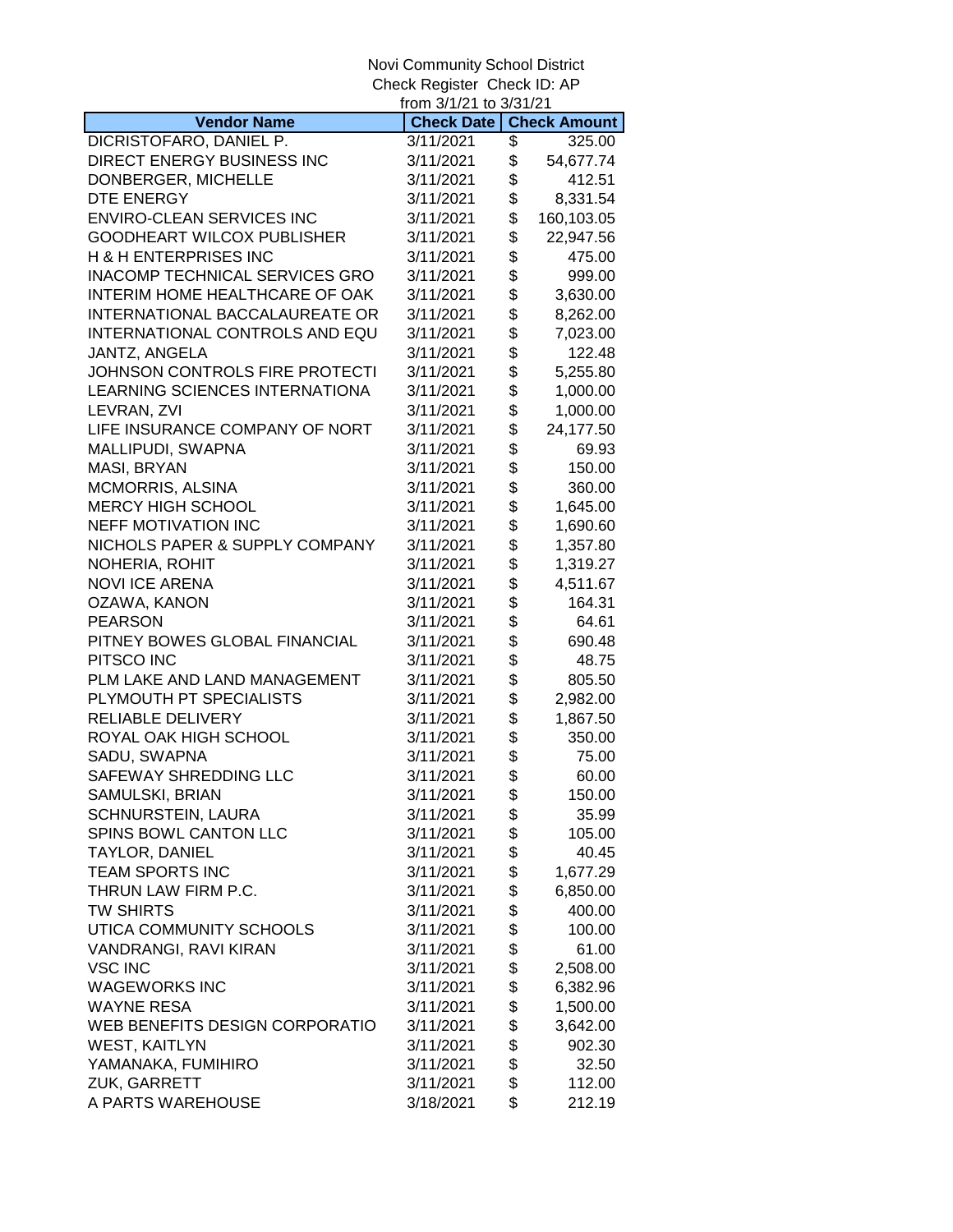Novi Community School District
Check Register Check ID: AP
from 3/1/21 to 3/31/21

| Vendor Name | Check Date | Check Amount |
|---|---|---|
| DICRISTOFARO, DANIEL P. | 3/11/2021 | $ 325.00 |
| DIRECT ENERGY BUSINESS INC | 3/11/2021 | $ 54,677.74 |
| DONBERGER, MICHELLE | 3/11/2021 | $ 412.51 |
| DTE ENERGY | 3/11/2021 | $ 8,331.54 |
| ENVIRO-CLEAN SERVICES INC | 3/11/2021 | $ 160,103.05 |
| GOODHEART WILCOX PUBLISHER | 3/11/2021 | $ 22,947.56 |
| H & H ENTERPRISES INC | 3/11/2021 | $ 475.00 |
| INACOMP TECHNICAL SERVICES GRO | 3/11/2021 | $ 999.00 |
| INTERIM HOME HEALTHCARE OF OAK | 3/11/2021 | $ 3,630.00 |
| INTERNATIONAL BACCALAUREATE OR | 3/11/2021 | $ 8,262.00 |
| INTERNATIONAL CONTROLS AND EQU | 3/11/2021 | $ 7,023.00 |
| JANTZ, ANGELA | 3/11/2021 | $ 122.48 |
| JOHNSON CONTROLS FIRE PROTECTI | 3/11/2021 | $ 5,255.80 |
| LEARNING SCIENCES INTERNATIONA | 3/11/2021 | $ 1,000.00 |
| LEVRAN, ZVI | 3/11/2021 | $ 1,000.00 |
| LIFE INSURANCE COMPANY OF NORT | 3/11/2021 | $ 24,177.50 |
| MALLIPUDI, SWAPNA | 3/11/2021 | $ 69.93 |
| MASI, BRYAN | 3/11/2021 | $ 150.00 |
| MCMORRIS, ALSINA | 3/11/2021 | $ 360.00 |
| MERCY HIGH SCHOOL | 3/11/2021 | $ 1,645.00 |
| NEFF MOTIVATION INC | 3/11/2021 | $ 1,690.60 |
| NICHOLS PAPER & SUPPLY COMPANY | 3/11/2021 | $ 1,357.80 |
| NOHERIA, ROHIT | 3/11/2021 | $ 1,319.27 |
| NOVI ICE ARENA | 3/11/2021 | $ 4,511.67 |
| OZAWA, KANON | 3/11/2021 | $ 164.31 |
| PEARSON | 3/11/2021 | $ 64.61 |
| PITNEY BOWES GLOBAL FINANCIAL | 3/11/2021 | $ 690.48 |
| PITSCO INC | 3/11/2021 | $ 48.75 |
| PLM LAKE AND LAND MANAGEMENT | 3/11/2021 | $ 805.50 |
| PLYMOUTH PT SPECIALISTS | 3/11/2021 | $ 2,982.00 |
| RELIABLE DELIVERY | 3/11/2021 | $ 1,867.50 |
| ROYAL OAK HIGH SCHOOL | 3/11/2021 | $ 350.00 |
| SADU, SWAPNA | 3/11/2021 | $ 75.00 |
| SAFEWAY SHREDDING LLC | 3/11/2021 | $ 60.00 |
| SAMULSKI, BRIAN | 3/11/2021 | $ 150.00 |
| SCHNURSTEIN, LAURA | 3/11/2021 | $ 35.99 |
| SPINS BOWL CANTON LLC | 3/11/2021 | $ 105.00 |
| TAYLOR, DANIEL | 3/11/2021 | $ 40.45 |
| TEAM SPORTS INC | 3/11/2021 | $ 1,677.29 |
| THRUN LAW FIRM P.C. | 3/11/2021 | $ 6,850.00 |
| TW SHIRTS | 3/11/2021 | $ 400.00 |
| UTICA COMMUNITY SCHOOLS | 3/11/2021 | $ 100.00 |
| VANDRANGI, RAVI KIRAN | 3/11/2021 | $ 61.00 |
| VSC INC | 3/11/2021 | $ 2,508.00 |
| WAGEWORKS INC | 3/11/2021 | $ 6,382.96 |
| WAYNE RESA | 3/11/2021 | $ 1,500.00 |
| WEB BENEFITS DESIGN CORPORATIO | 3/11/2021 | $ 3,642.00 |
| WEST, KAITLYN | 3/11/2021 | $ 902.30 |
| YAMANAKA, FUMIHIRO | 3/11/2021 | $ 32.50 |
| ZUK, GARRETT | 3/11/2021 | $ 112.00 |
| A PARTS WAREHOUSE | 3/18/2021 | $ 212.19 |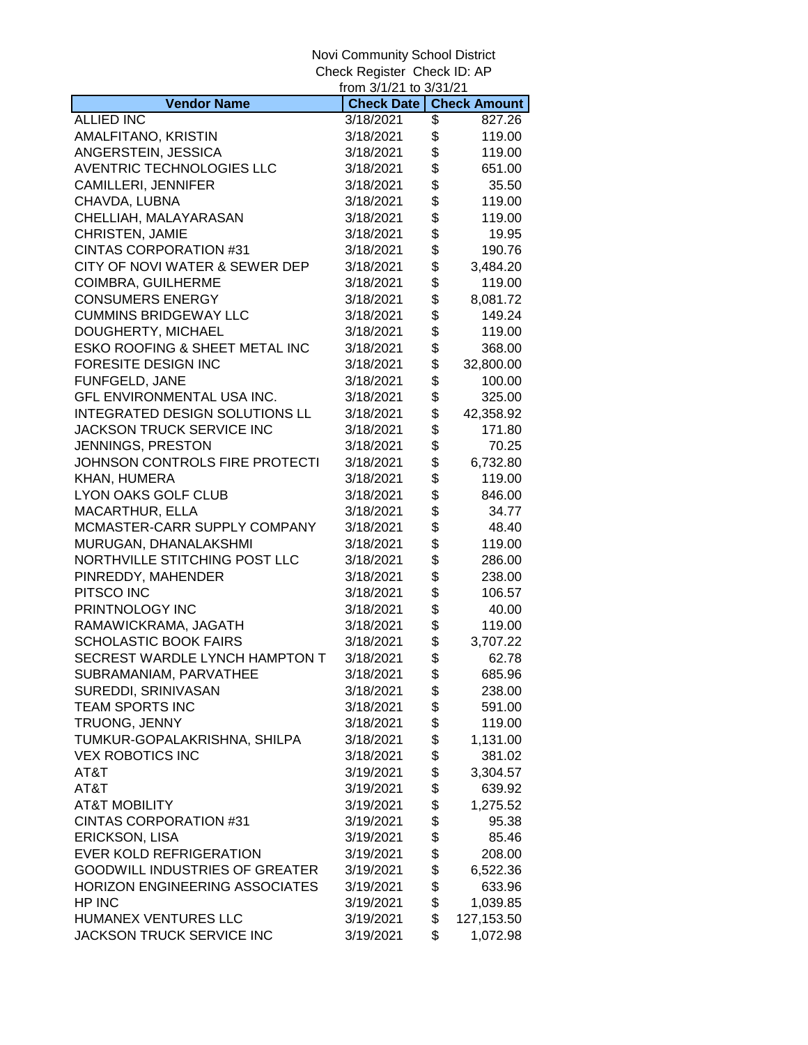Novi Community School District
Check Register Check ID: AP
from 3/1/21 to 3/31/21

| Vendor Name | Check Date | Check Amount |
|---|---|---|
| ALLIED INC | 3/18/2021 | $ 827.26 |
| AMALFITANO, KRISTIN | 3/18/2021 | $ 119.00 |
| ANGERSTEIN, JESSICA | 3/18/2021 | $ 119.00 |
| AVENTRIC TECHNOLOGIES LLC | 3/18/2021 | $ 651.00 |
| CAMILLERI, JENNIFER | 3/18/2021 | $ 35.50 |
| CHAVDA, LUBNA | 3/18/2021 | $ 119.00 |
| CHELLIAH, MALAYARASAN | 3/18/2021 | $ 119.00 |
| CHRISTEN, JAMIE | 3/18/2021 | $ 19.95 |
| CINTAS CORPORATION #31 | 3/18/2021 | $ 190.76 |
| CITY OF NOVI WATER & SEWER DEP | 3/18/2021 | $ 3,484.20 |
| COIMBRA, GUILHERME | 3/18/2021 | $ 119.00 |
| CONSUMERS ENERGY | 3/18/2021 | $ 8,081.72 |
| CUMMINS BRIDGEWAY LLC | 3/18/2021 | $ 149.24 |
| DOUGHERTY, MICHAEL | 3/18/2021 | $ 119.00 |
| ESKO ROOFING & SHEET METAL INC | 3/18/2021 | $ 368.00 |
| FORESITE DESIGN INC | 3/18/2021 | $ 32,800.00 |
| FUNFGELD, JANE | 3/18/2021 | $ 100.00 |
| GFL ENVIRONMENTAL USA INC. | 3/18/2021 | $ 325.00 |
| INTEGRATED DESIGN SOLUTIONS LL | 3/18/2021 | $ 42,358.92 |
| JACKSON TRUCK SERVICE INC | 3/18/2021 | $ 171.80 |
| JENNINGS, PRESTON | 3/18/2021 | $ 70.25 |
| JOHNSON CONTROLS FIRE PROTECTI | 3/18/2021 | $ 6,732.80 |
| KHAN, HUMERA | 3/18/2021 | $ 119.00 |
| LYON OAKS GOLF CLUB | 3/18/2021 | $ 846.00 |
| MACARTHUR, ELLA | 3/18/2021 | $ 34.77 |
| MCMASTER-CARR SUPPLY COMPANY | 3/18/2021 | $ 48.40 |
| MURUGAN, DHANALAKSHMI | 3/18/2021 | $ 119.00 |
| NORTHVILLE STITCHING POST LLC | 3/18/2021 | $ 286.00 |
| PINREDDY, MAHENDER | 3/18/2021 | $ 238.00 |
| PITSCO INC | 3/18/2021 | $ 106.57 |
| PRINTNOLOGY INC | 3/18/2021 | $ 40.00 |
| RAMAWICKRAMA, JAGATH | 3/18/2021 | $ 119.00 |
| SCHOLASTIC BOOK FAIRS | 3/18/2021 | $ 3,707.22 |
| SECREST WARDLE LYNCH HAMPTON T | 3/18/2021 | $ 62.78 |
| SUBRAMANIAM, PARVATHEE | 3/18/2021 | $ 685.96 |
| SUREDDI, SRINIVASAN | 3/18/2021 | $ 238.00 |
| TEAM SPORTS INC | 3/18/2021 | $ 591.00 |
| TRUONG, JENNY | 3/18/2021 | $ 119.00 |
| TUMKUR-GOPALAKRISHNA, SHILPA | 3/18/2021 | $ 1,131.00 |
| VEX ROBOTICS INC | 3/18/2021 | $ 381.02 |
| AT&T | 3/19/2021 | $ 3,304.57 |
| AT&T | 3/19/2021 | $ 639.92 |
| AT&T MOBILITY | 3/19/2021 | $ 1,275.52 |
| CINTAS CORPORATION #31 | 3/19/2021 | $ 95.38 |
| ERICKSON, LISA | 3/19/2021 | $ 85.46 |
| EVER KOLD REFRIGERATION | 3/19/2021 | $ 208.00 |
| GOODWILL INDUSTRIES OF GREATER | 3/19/2021 | $ 6,522.36 |
| HORIZON ENGINEERING ASSOCIATES | 3/19/2021 | $ 633.96 |
| HP INC | 3/19/2021 | $ 1,039.85 |
| HUMANEX VENTURES LLC | 3/19/2021 | $ 127,153.50 |
| JACKSON TRUCK SERVICE INC | 3/19/2021 | $ 1,072.98 |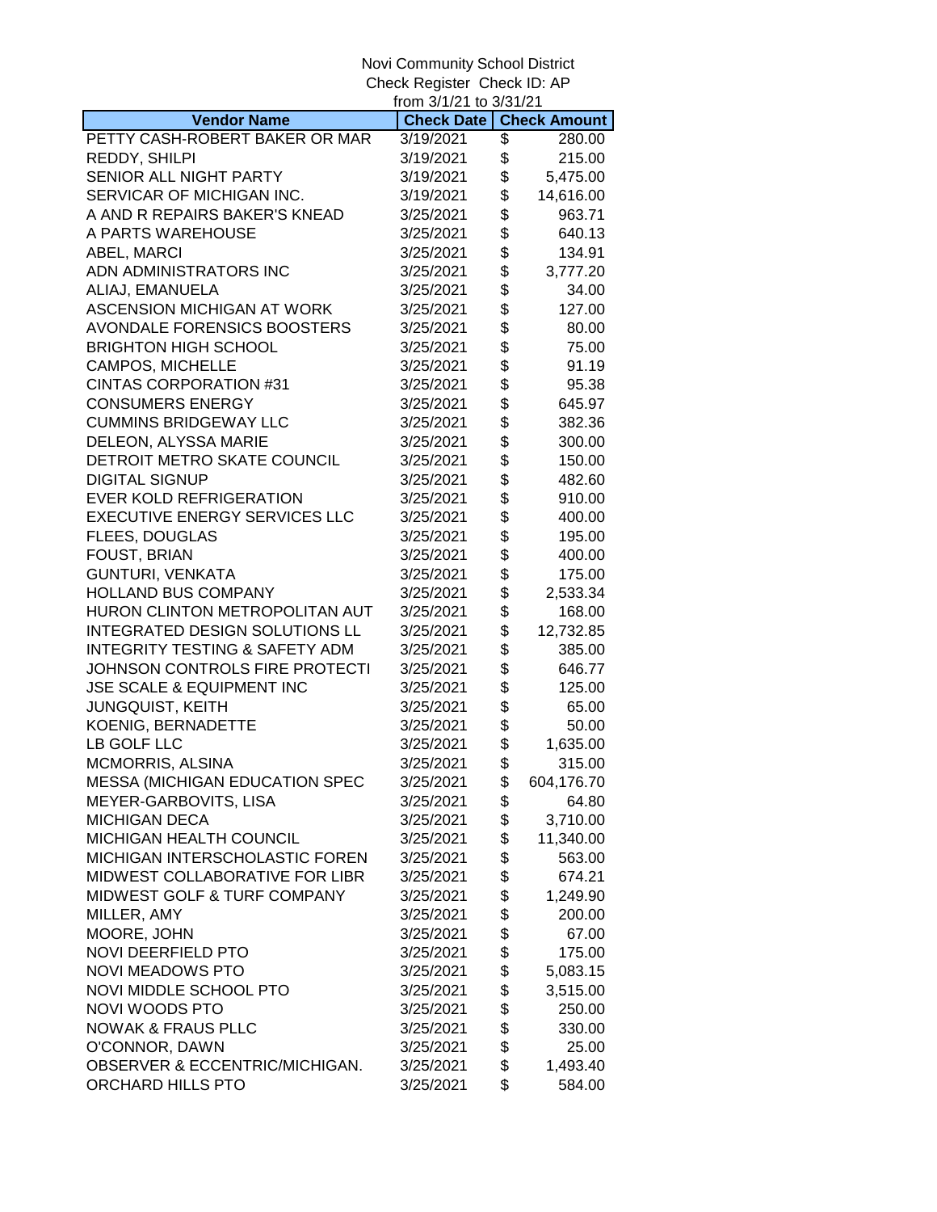Novi Community School District
Check Register Check ID: AP
from 3/1/21 to 3/31/21

| Vendor Name | Check Date | Check Amount |
|---|---|---|
| PETTY CASH-ROBERT BAKER OR MAR | 3/19/2021 | $ 280.00 |
| REDDY, SHILPI | 3/19/2021 | $ 215.00 |
| SENIOR ALL NIGHT PARTY | 3/19/2021 | $ 5,475.00 |
| SERVICAR OF MICHIGAN INC. | 3/19/2021 | $ 14,616.00 |
| A AND R REPAIRS BAKER'S KNEAD | 3/25/2021 | $ 963.71 |
| A PARTS WAREHOUSE | 3/25/2021 | $ 640.13 |
| ABEL, MARCI | 3/25/2021 | $ 134.91 |
| ADN ADMINISTRATORS INC | 3/25/2021 | $ 3,777.20 |
| ALIAJ, EMANUELA | 3/25/2021 | $ 34.00 |
| ASCENSION MICHIGAN AT WORK | 3/25/2021 | $ 127.00 |
| AVONDALE FORENSICS BOOSTERS | 3/25/2021 | $ 80.00 |
| BRIGHTON HIGH SCHOOL | 3/25/2021 | $ 75.00 |
| CAMPOS, MICHELLE | 3/25/2021 | $ 91.19 |
| CINTAS CORPORATION #31 | 3/25/2021 | $ 95.38 |
| CONSUMERS ENERGY | 3/25/2021 | $ 645.97 |
| CUMMINS BRIDGEWAY LLC | 3/25/2021 | $ 382.36 |
| DELEON, ALYSSA MARIE | 3/25/2021 | $ 300.00 |
| DETROIT METRO SKATE COUNCIL | 3/25/2021 | $ 150.00 |
| DIGITAL SIGNUP | 3/25/2021 | $ 482.60 |
| EVER KOLD REFRIGERATION | 3/25/2021 | $ 910.00 |
| EXECUTIVE ENERGY SERVICES LLC | 3/25/2021 | $ 400.00 |
| FLEES, DOUGLAS | 3/25/2021 | $ 195.00 |
| FOUST, BRIAN | 3/25/2021 | $ 400.00 |
| GUNTURI, VENKATA | 3/25/2021 | $ 175.00 |
| HOLLAND BUS COMPANY | 3/25/2021 | $ 2,533.34 |
| HURON CLINTON METROPOLITAN AUT | 3/25/2021 | $ 168.00 |
| INTEGRATED DESIGN SOLUTIONS LL | 3/25/2021 | $ 12,732.85 |
| INTEGRITY TESTING & SAFETY ADM | 3/25/2021 | $ 385.00 |
| JOHNSON CONTROLS FIRE PROTECTI | 3/25/2021 | $ 646.77 |
| JSE SCALE & EQUIPMENT INC | 3/25/2021 | $ 125.00 |
| JUNGQUIST, KEITH | 3/25/2021 | $ 65.00 |
| KOENIG, BERNADETTE | 3/25/2021 | $ 50.00 |
| LB GOLF LLC | 3/25/2021 | $ 1,635.00 |
| MCMORRIS, ALSINA | 3/25/2021 | $ 315.00 |
| MESSA (MICHIGAN EDUCATION SPEC | 3/25/2021 | $ 604,176.70 |
| MEYER-GARBOVITS, LISA | 3/25/2021 | $ 64.80 |
| MICHIGAN DECA | 3/25/2021 | $ 3,710.00 |
| MICHIGAN HEALTH COUNCIL | 3/25/2021 | $ 11,340.00 |
| MICHIGAN INTERSCHOLASTIC FOREN | 3/25/2021 | $ 563.00 |
| MIDWEST COLLABORATIVE FOR LIBR | 3/25/2021 | $ 674.21 |
| MIDWEST GOLF & TURF COMPANY | 3/25/2021 | $ 1,249.90 |
| MILLER, AMY | 3/25/2021 | $ 200.00 |
| MOORE, JOHN | 3/25/2021 | $ 67.00 |
| NOVI DEERFIELD PTO | 3/25/2021 | $ 175.00 |
| NOVI MEADOWS PTO | 3/25/2021 | $ 5,083.15 |
| NOVI MIDDLE SCHOOL PTO | 3/25/2021 | $ 3,515.00 |
| NOVI WOODS PTO | 3/25/2021 | $ 250.00 |
| NOWAK & FRAUS PLLC | 3/25/2021 | $ 330.00 |
| O'CONNOR, DAWN | 3/25/2021 | $ 25.00 |
| OBSERVER & ECCENTRIC/MICHIGAN. | 3/25/2021 | $ 1,493.40 |
| ORCHARD HILLS PTO | 3/25/2021 | $ 584.00 |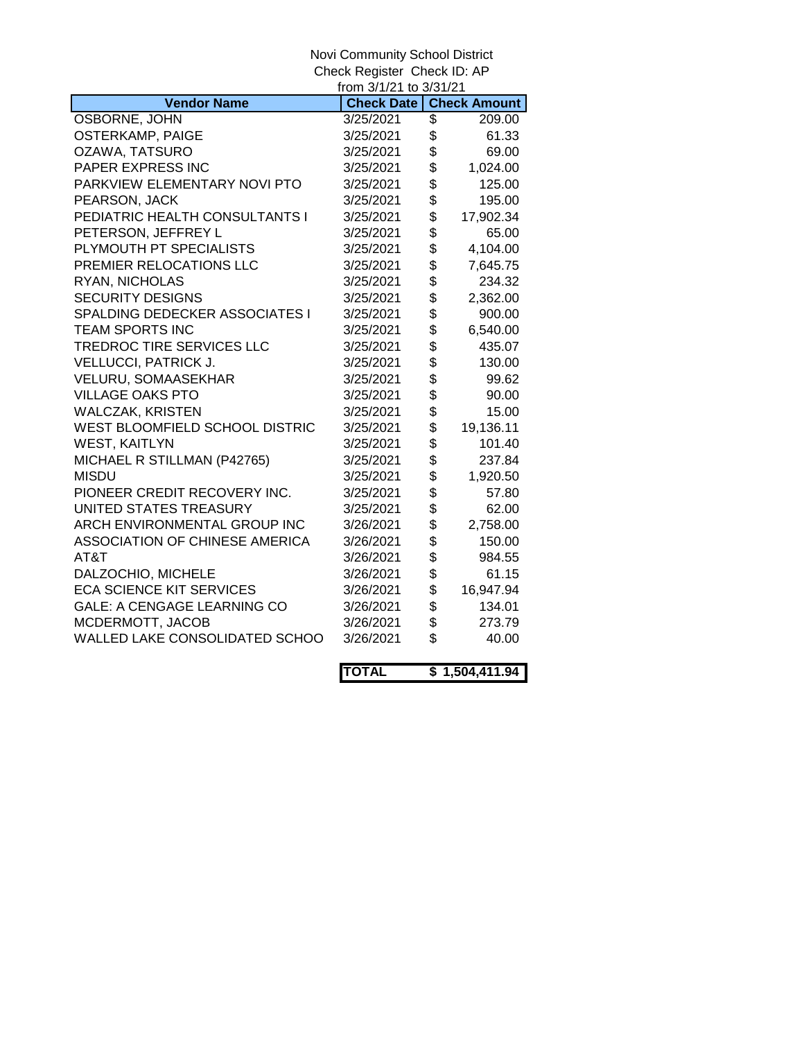Novi Community School District
Check Register Check ID: AP
from 3/1/21 to 3/31/21

| Vendor Name | Check Date | Check Amount |
|---|---|---|
| OSBORNE, JOHN | 3/25/2021 | $ 209.00 |
| OSTERKAMP, PAIGE | 3/25/2021 | $ 61.33 |
| OZAWA, TATSURO | 3/25/2021 | $ 69.00 |
| PAPER EXPRESS INC | 3/25/2021 | $ 1,024.00 |
| PARKVIEW ELEMENTARY NOVI PTO | 3/25/2021 | $ 125.00 |
| PEARSON, JACK | 3/25/2021 | $ 195.00 |
| PEDIATRIC HEALTH CONSULTANTS I | 3/25/2021 | $ 17,902.34 |
| PETERSON, JEFFREY L | 3/25/2021 | $ 65.00 |
| PLYMOUTH PT SPECIALISTS | 3/25/2021 | $ 4,104.00 |
| PREMIER RELOCATIONS LLC | 3/25/2021 | $ 7,645.75 |
| RYAN, NICHOLAS | 3/25/2021 | $ 234.32 |
| SECURITY DESIGNS | 3/25/2021 | $ 2,362.00 |
| SPALDING DEDECKER ASSOCIATES I | 3/25/2021 | $ 900.00 |
| TEAM SPORTS INC | 3/25/2021 | $ 6,540.00 |
| TREDROC TIRE SERVICES LLC | 3/25/2021 | $ 435.07 |
| VELLUCCI, PATRICK J. | 3/25/2021 | $ 130.00 |
| VELURU, SOMAASEKHAR | 3/25/2021 | $ 99.62 |
| VILLAGE OAKS PTO | 3/25/2021 | $ 90.00 |
| WALCZAK, KRISTEN | 3/25/2021 | $ 15.00 |
| WEST BLOOMFIELD SCHOOL DISTRIC | 3/25/2021 | $ 19,136.11 |
| WEST, KAITLYN | 3/25/2021 | $ 101.40 |
| MICHAEL R STILLMAN (P42765) | 3/25/2021 | $ 237.84 |
| MISDU | 3/25/2021 | $ 1,920.50 |
| PIONEER CREDIT RECOVERY INC. | 3/25/2021 | $ 57.80 |
| UNITED STATES TREASURY | 3/25/2021 | $ 62.00 |
| ARCH ENVIRONMENTAL GROUP INC | 3/26/2021 | $ 2,758.00 |
| ASSOCIATION OF CHINESE AMERICA | 3/26/2021 | $ 150.00 |
| AT&T | 3/26/2021 | $ 984.55 |
| DALZOCHIO, MICHELE | 3/26/2021 | $ 61.15 |
| ECA SCIENCE KIT SERVICES | 3/26/2021 | $ 16,947.94 |
| GALE: A CENGAGE LEARNING CO | 3/26/2021 | $ 134.01 |
| MCDERMOTT, JACOB | 3/26/2021 | $ 273.79 |
| WALLED LAKE CONSOLIDATED SCHOO | 3/26/2021 | $ 40.00 |
| | **TOTAL** | **$ 1,504,411.94** |